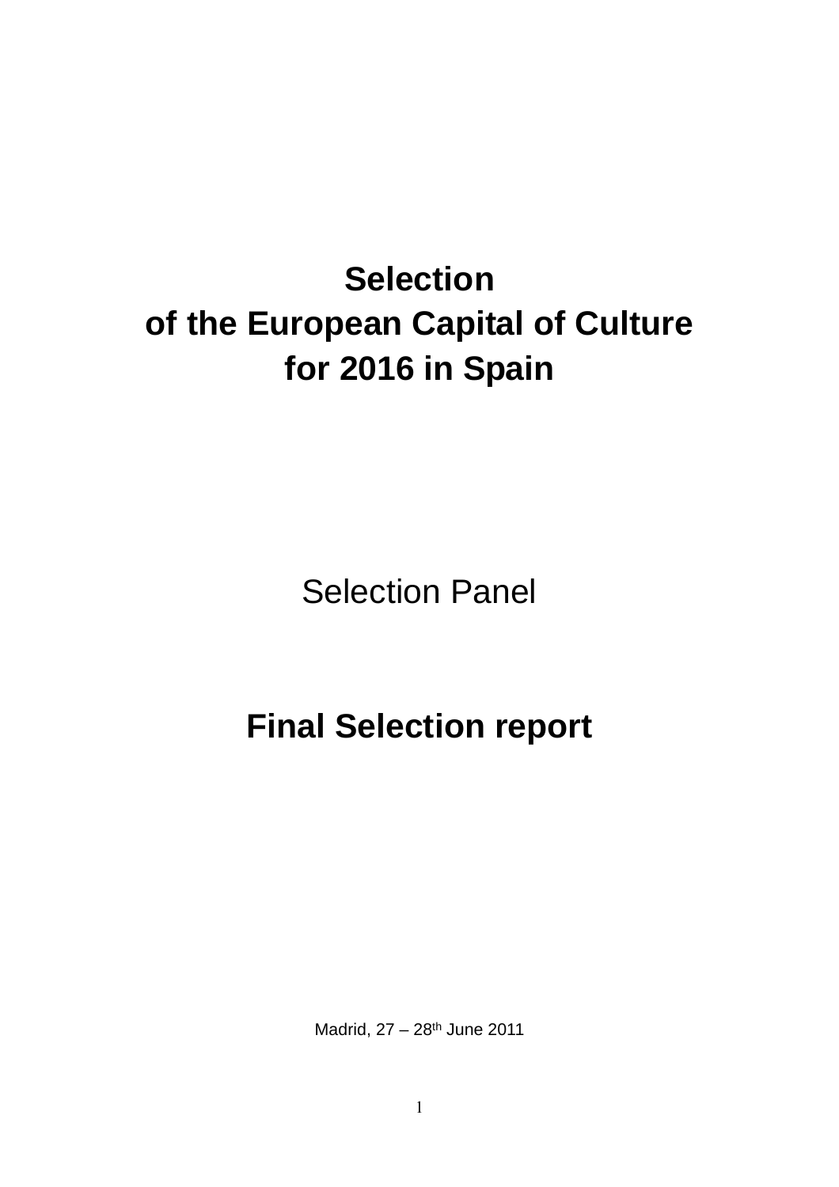# Selection of the European Capital of Culture for 2016 in Spain

Selection Panel

## Final Selection report

Madrid, 27 – 28th June 2011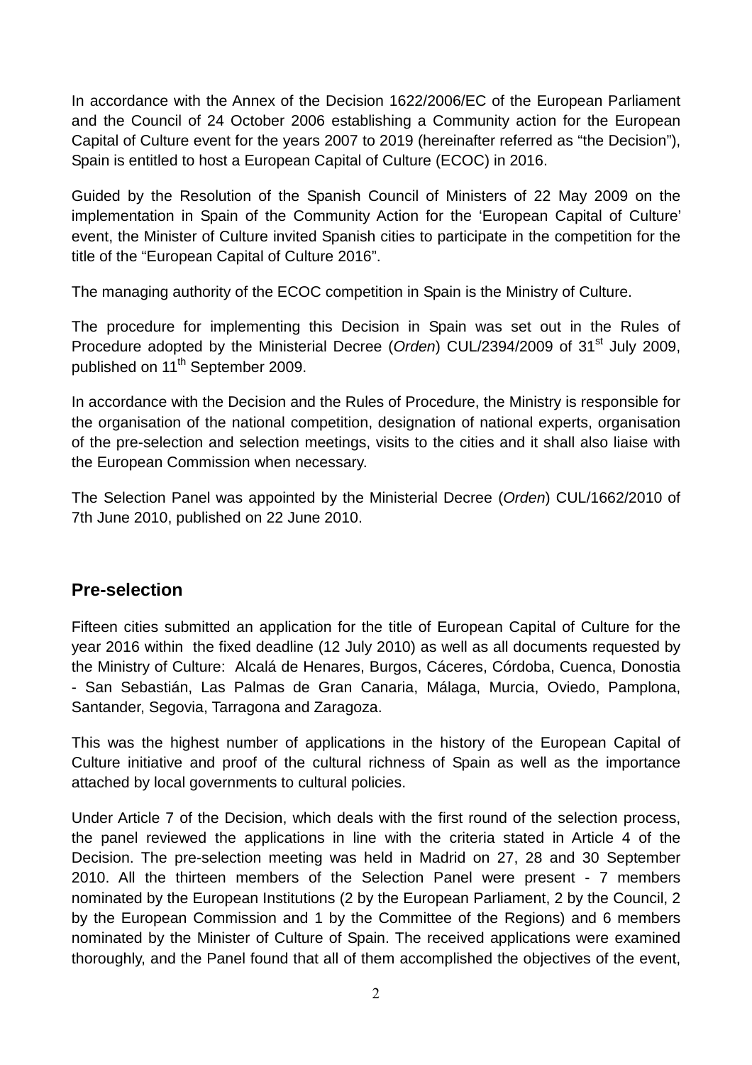In accordance with the Annex of the Decision 1622/2006/EC of the European Parliament and the Council of 24 October 2006 establishing a Community action for the European Capital of Culture event for the years 2007 to 2019 (hereinafter referred as "the Decision"), Spain is entitled to host a European Capital of Culture (ECOC) in 2016.

Guided by the Resolution of the Spanish Council of Ministers of 22 May 2009 on the implementation in Spain of the Community Action for the 'European Capital of Culture' event, the Minister of Culture invited Spanish cities to participate in the competition for the title of the "European Capital of Culture 2016".

The managing authority of the ECOC competition in Spain is the Ministry of Culture.

The procedure for implementing this Decision in Spain was set out in the Rules of Procedure adopted by the Ministerial Decree (*Orden*) CUL/2394/2009 of 31st July 2009, published on 11th September 2009.

In accordance with the Decision and the Rules of Procedure, the Ministry is responsible for the organisation of the national competition, designation of national experts, organisation of the pre-selection and selection meetings, visits to the cities and it shall also liaise with the European Commission when necessary.

The Selection Panel was appointed by the Ministerial Decree (*Orden*) CUL/1662/2010 of 7th June 2010, published on 22 June 2010.

## Pre-selection

Fifteen cities submitted an application for the title of European Capital of Culture for the year 2016 within the fixed deadline (12 July 2010) as well as all documents requested by the Ministry of Culture: Alcalá de Henares, Burgos, Cáceres, Córdoba, Cuenca, Donostia - San Sebastián, Las Palmas de Gran Canaria, Málaga, Murcia, Oviedo, Pamplona, Santander, Segovia, Tarragona and Zaragoza.

This was the highest number of applications in the history of the European Capital of Culture initiative and proof of the cultural richness of Spain as well as the importance attached by local governments to cultural policies.

Under Article 7 of the Decision, which deals with the first round of the selection process, the panel reviewed the applications in line with the criteria stated in Article 4 of the Decision. The pre-selection meeting was held in Madrid on 27, 28 and 30 September 2010. All the thirteen members of the Selection Panel were present - 7 members nominated by the European Institutions (2 by the European Parliament, 2 by the Council, 2 by the European Commission and 1 by the Committee of the Regions) and 6 members nominated by the Minister of Culture of Spain. The received applications were examined thoroughly, and the Panel found that all of them accomplished the objectives of the event,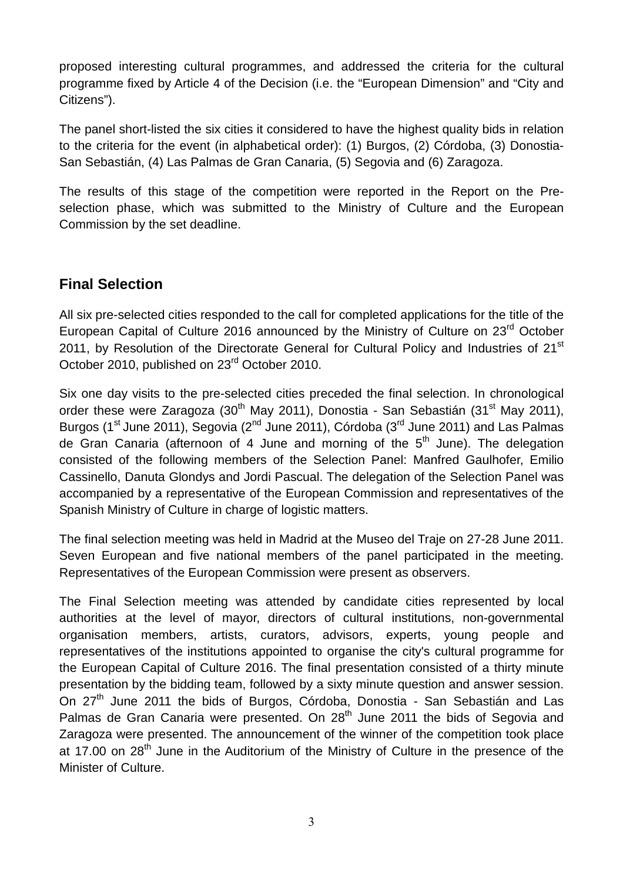proposed interesting cultural programmes, and addressed the criteria for the cultural programme fixed by Article 4 of the Decision (i.e. the "European Dimension" and "City and Citizens").

The panel short-listed the six cities it considered to have the highest quality bids in relation to the criteria for the event (in alphabetical order): (1) Burgos, (2) Córdoba, (3) Donostia-San Sebastián, (4) Las Palmas de Gran Canaria, (5) Segovia and (6) Zaragoza.

The results of this stage of the competition were reported in the Report on the Pre-selection phase, which was submitted to the Ministry of Culture and the European Commission by the set deadline.

## Final Selection

All six pre-selected cities responded to the call for completed applications for the title of the European Capital of Culture 2016 announced by the Ministry of Culture on 23rd October 2011, by Resolution of the Directorate General for Cultural Policy and Industries of 21st October 2010, published on 23rd October 2010.

Six one day visits to the pre-selected cities preceded the final selection. In chronological order these were Zaragoza (30th May 2011), Donostia - San Sebastián (31st May 2011), Burgos (1st June 2011), Segovia (2nd June 2011), Córdoba (3rd June 2011) and Las Palmas de Gran Canaria (afternoon of 4 June and morning of the 5th June). The delegation consisted of the following members of the Selection Panel: Manfred Gaulhofer, Emilio Cassinello, Danuta Glondys and Jordi Pascual. The delegation of the Selection Panel was accompanied by a representative of the European Commission and representatives of the Spanish Ministry of Culture in charge of logistic matters.

The final selection meeting was held in Madrid at the Museo del Traje on 27-28 June 2011. Seven European and five national members of the panel participated in the meeting. Representatives of the European Commission were present as observers.

The Final Selection meeting was attended by candidate cities represented by local authorities at the level of mayor, directors of cultural institutions, non-governmental organisation members, artists, curators, advisors, experts, young people and representatives of the institutions appointed to organise the city's cultural programme for the European Capital of Culture 2016. The final presentation consisted of a thirty minute presentation by the bidding team, followed by a sixty minute question and answer session. On 27th June 2011 the bids of Burgos, Córdoba, Donostia - San Sebastián and Las Palmas de Gran Canaria were presented. On 28th June 2011 the bids of Segovia and Zaragoza were presented. The announcement of the winner of the competition took place at 17.00 on 28th June in the Auditorium of the Ministry of Culture in the presence of the Minister of Culture.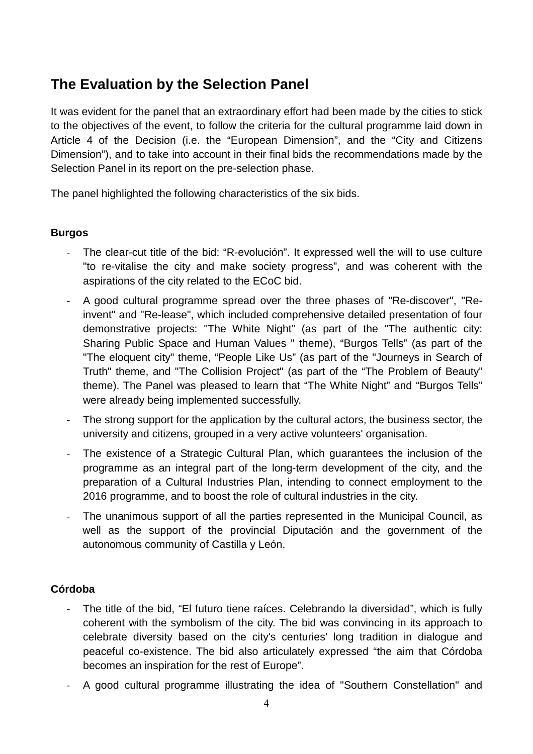## The Evaluation by the Selection Panel

It was evident for the panel that an extraordinary effort had been made by the cities to stick to the objectives of the event, to follow the criteria for the cultural programme laid down in Article 4 of the Decision (i.e. the "European Dimension", and the "City and Citizens Dimension"), and to take into account in their final bids the recommendations made by the Selection Panel in its report on the pre-selection phase.

The panel highlighted the following characteristics of the six bids.

**Burgos**

- The clear-cut title of the bid: "R-evolución". It expressed well the will to use culture "to re-vitalise the city and make society progress", and was coherent with the aspirations of the city related to the ECoC bid.
- A good cultural programme spread over the three phases of "Re-discover", "Re-invent" and "Re-lease", which included comprehensive detailed presentation of four demonstrative projects: "The White Night" (as part of the "The authentic city: Sharing Public Space and Human Values " theme), "Burgos Tells" (as part of the "The eloquent city" theme, "People Like Us" (as part of the "Journeys in Search of Truth" theme, and "The Collision Project" (as part of the "The Problem of Beauty" theme). The Panel was pleased to learn that "The White Night" and "Burgos Tells" were already being implemented successfully.
- The strong support for the application by the cultural actors, the business sector, the university and citizens, grouped in a very active volunteers' organisation.
- The existence of a Strategic Cultural Plan, which guarantees the inclusion of the programme as an integral part of the long-term development of the city, and the preparation of a Cultural Industries Plan, intending to connect employment to the 2016 programme, and to boost the role of cultural industries in the city.
- The unanimous support of all the parties represented in the Municipal Council, as well as the support of the provincial Diputación and the government of the autonomous community of Castilla y León.

**Córdoba**

- The title of the bid, "El futuro tiene raíces. Celebrando la diversidad", which is fully coherent with the symbolism of the city. The bid was convincing in its approach to celebrate diversity based on the city's centuries' long tradition in dialogue and peaceful co-existence. The bid also articulately expressed "the aim that Córdoba becomes an inspiration for the rest of Europe".
- A good cultural programme illustrating the idea of "Southern Constellation" and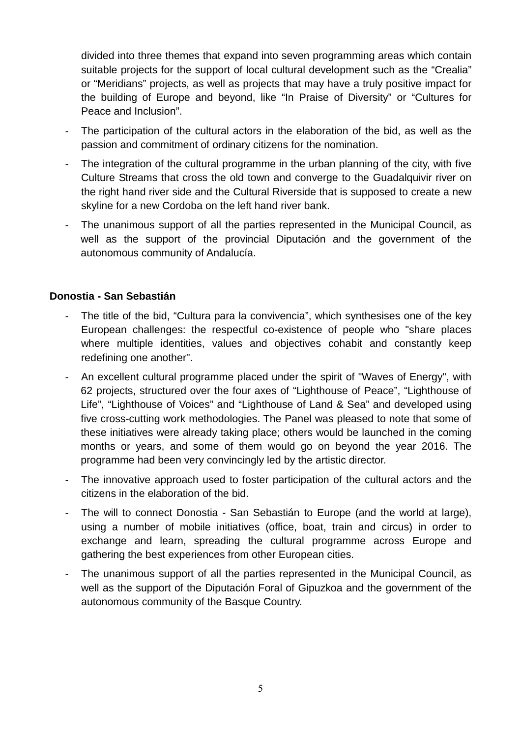divided into three themes that expand into seven programming areas which contain suitable projects for the support of local cultural development such as the “Crealia” or “Meridians” projects, as well as projects that may have a truly positive impact for the building of Europe and beyond, like “In Praise of Diversity” or “Cultures for Peace and Inclusion”.

- The participation of the cultural actors in the elaboration of the bid, as well as the passion and commitment of ordinary citizens for the nomination.
- The integration of the cultural programme in the urban planning of the city, with five Culture Streams that cross the old town and converge to the Guadalquivir river on the right hand river side and the Cultural Riverside that is supposed to create a new skyline for a new Cordoba on the left hand river bank.
- The unanimous support of all the parties represented in the Municipal Council, as well as the support of the provincial Diputación and the government of the autonomous community of Andalucía.

**Donostia - San Sebastián**

- The title of the bid, “Cultura para la convivencia”, which synthesises one of the key European challenges: the respectful co-existence of people who "share places where multiple identities, values and objectives cohabit and constantly keep redefining one another".
- An excellent cultural programme placed under the spirit of "Waves of Energy", with 62 projects, structured over the four axes of “Lighthouse of Peace”, “Lighthouse of Life”, “Lighthouse of Voices” and “Lighthouse of Land & Sea” and developed using five cross-cutting work methodologies. The Panel was pleased to note that some of these initiatives were already taking place; others would be launched in the coming months or years, and some of them would go on beyond the year 2016. The programme had been very convincingly led by the artistic director.
- The innovative approach used to foster participation of the cultural actors and the citizens in the elaboration of the bid.
- The will to connect Donostia - San Sebastián to Europe (and the world at large), using a number of mobile initiatives (office, boat, train and circus) in order to exchange and learn, spreading the cultural programme across Europe and gathering the best experiences from other European cities.
- The unanimous support of all the parties represented in the Municipal Council, as well as the support of the Diputación Foral of Gipuzkoa and the government of the autonomous community of the Basque Country.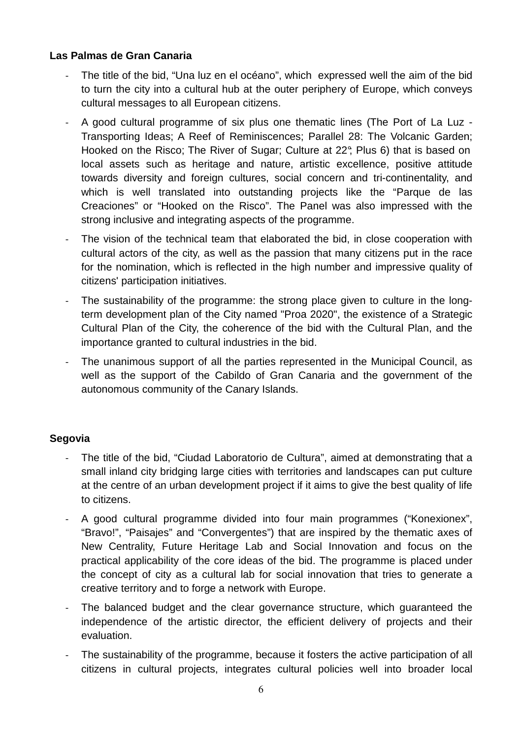**Las Palmas de Gran Canaria**

- The title of the bid, “Una luz en el océano”, which expressed well the aim of the bid to turn the city into a cultural hub at the outer periphery of Europe, which conveys cultural messages to all European citizens.
- A good cultural programme of six plus one thematic lines (The Port of La Luz - Transporting Ideas; A Reef of Reminiscences; Parallel 28: The Volcanic Garden; Hooked on the Risco; The River of Sugar; Culture at 22°; Plus 6) that is based on local assets such as heritage and nature, artistic excellence, positive attitude towards diversity and foreign cultures, social concern and tri-continentality, and which is well translated into outstanding projects like the “Parque de las Creaciones” or “Hooked on the Risco”. The Panel was also impressed with the strong inclusive and integrating aspects of the programme.
- The vision of the technical team that elaborated the bid, in close cooperation with cultural actors of the city, as well as the passion that many citizens put in the race for the nomination, which is reflected in the high number and impressive quality of citizens' participation initiatives.
- The sustainability of the programme: the strong place given to culture in the long-term development plan of the City named "Proa 2020", the existence of a Strategic Cultural Plan of the City, the coherence of the bid with the Cultural Plan, and the importance granted to cultural industries in the bid.
- The unanimous support of all the parties represented in the Municipal Council, as well as the support of the Cabildo of Gran Canaria and the government of the autonomous community of the Canary Islands.

**Segovia**

- The title of the bid, “Ciudad Laboratorio de Cultura”, aimed at demonstrating that a small inland city bridging large cities with territories and landscapes can put culture at the centre of an urban development project if it aims to give the best quality of life to citizens.
- A good cultural programme divided into four main programmes (“Konexionex”, “Bravo!”, “Paisajes” and “Convergentes”) that are inspired by the thematic axes of New Centrality, Future Heritage Lab and Social Innovation and focus on the practical applicability of the core ideas of the bid. The programme is placed under the concept of city as a cultural lab for social innovation that tries to generate a creative territory and to forge a network with Europe.
- The balanced budget and the clear governance structure, which guaranteed the independence of the artistic director, the efficient delivery of projects and their evaluation.
- The sustainability of the programme, because it fosters the active participation of all citizens in cultural projects, integrates cultural policies well into broader local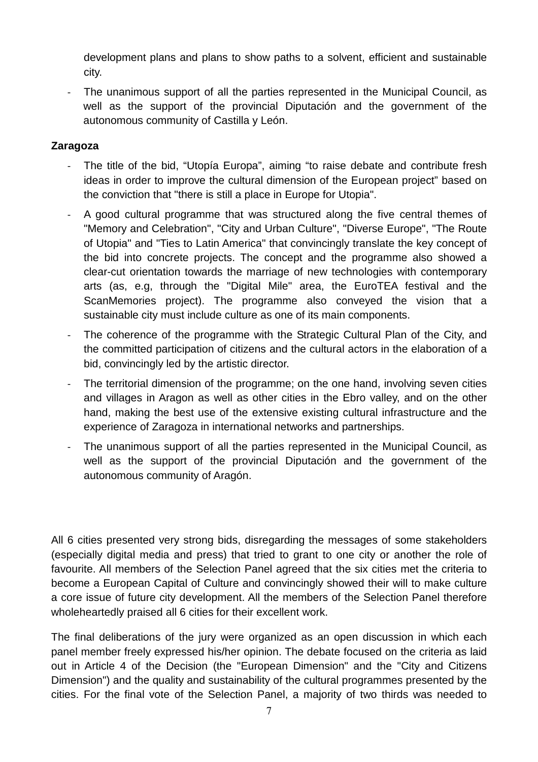development plans and plans to show paths to a solvent, efficient and sustainable city.

- The unanimous support of all the parties represented in the Municipal Council, as well as the support of the provincial Diputación and the government of the autonomous community of Castilla y León.

**Zaragoza**

- The title of the bid, "Utopía Europa", aiming "to raise debate and contribute fresh ideas in order to improve the cultural dimension of the European project" based on the conviction that "there is still a place in Europe for Utopia".
- A good cultural programme that was structured along the five central themes of "Memory and Celebration", "City and Urban Culture", "Diverse Europe", "The Route of Utopia" and "Ties to Latin America" that convincingly translate the key concept of the bid into concrete projects. The concept and the programme also showed a clear-cut orientation towards the marriage of new technologies with contemporary arts (as, e.g, through the "Digital Mile" area, the EuroTEA festival and the ScanMemories project). The programme also conveyed the vision that a sustainable city must include culture as one of its main components.
- The coherence of the programme with the Strategic Cultural Plan of the City, and the committed participation of citizens and the cultural actors in the elaboration of a bid, convincingly led by the artistic director.
- The territorial dimension of the programme; on the one hand, involving seven cities and villages in Aragon as well as other cities in the Ebro valley, and on the other hand, making the best use of the extensive existing cultural infrastructure and the experience of Zaragoza in international networks and partnerships.
- The unanimous support of all the parties represented in the Municipal Council, as well as the support of the provincial Diputación and the government of the autonomous community of Aragón.

All 6 cities presented very strong bids, disregarding the messages of some stakeholders (especially digital media and press) that tried to grant to one city or another the role of favourite. All members of the Selection Panel agreed that the six cities met the criteria to become a European Capital of Culture and convincingly showed their will to make culture a core issue of future city development. All the members of the Selection Panel therefore wholeheartedly praised all 6 cities for their excellent work.

The final deliberations of the jury were organized as an open discussion in which each panel member freely expressed his/her opinion. The debate focused on the criteria as laid out in Article 4 of the Decision (the "European Dimension" and the "City and Citizens Dimension") and the quality and sustainability of the cultural programmes presented by the cities. For the final vote of the Selection Panel, a majority of two thirds was needed to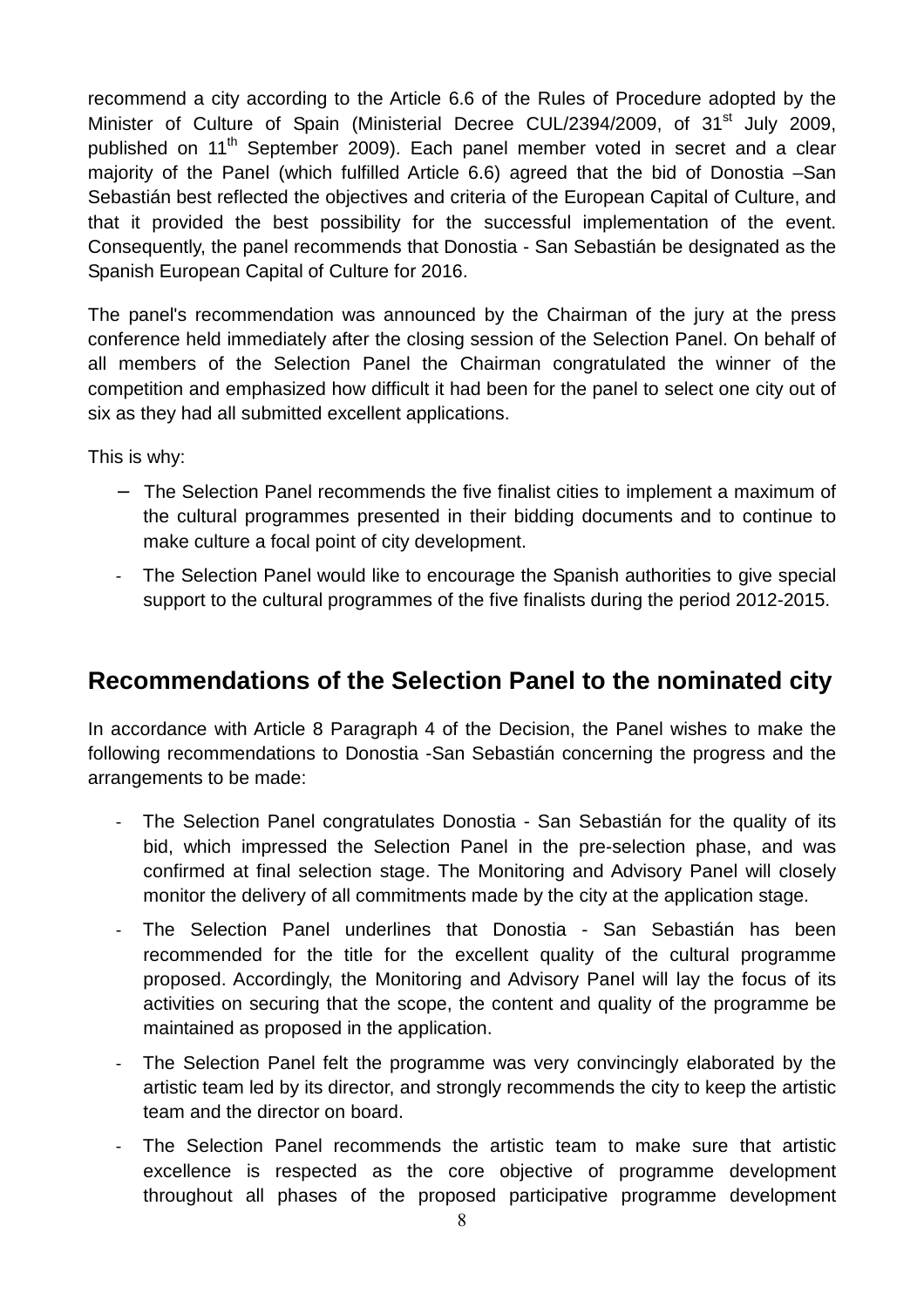recommend a city according to the Article 6.6 of the Rules of Procedure adopted by the Minister of Culture of Spain (Ministerial Decree CUL/2394/2009, of 31st July 2009, published on 11th September 2009). Each panel member voted in secret and a clear majority of the Panel (which fulfilled Article 6.6) agreed that the bid of Donostia –San Sebastián best reflected the objectives and criteria of the European Capital of Culture, and that it provided the best possibility for the successful implementation of the event. Consequently, the panel recommends that Donostia - San Sebastián be designated as the Spanish European Capital of Culture for 2016.

The panel's recommendation was announced by the Chairman of the jury at the press conference held immediately after the closing session of the Selection Panel. On behalf of all members of the Selection Panel the Chairman congratulated the winner of the competition and emphasized how difficult it had been for the panel to select one city out of six as they had all submitted excellent applications.

This is why:

- The Selection Panel recommends the five finalist cities to implement a maximum of the cultural programmes presented in their bidding documents and to continue to make culture a focal point of city development.
- The Selection Panel would like to encourage the Spanish authorities to give special support to the cultural programmes of the five finalists during the period 2012-2015.

## Recommendations of the Selection Panel to the nominated city

In accordance with Article 8 Paragraph 4 of the Decision, the Panel wishes to make the following recommendations to Donostia -San Sebastián concerning the progress and the arrangements to be made:

- The Selection Panel congratulates Donostia - San Sebastián for the quality of its bid, which impressed the Selection Panel in the pre-selection phase, and was confirmed at final selection stage. The Monitoring and Advisory Panel will closely monitor the delivery of all commitments made by the city at the application stage.
- The Selection Panel underlines that Donostia - San Sebastián has been recommended for the title for the excellent quality of the cultural programme proposed. Accordingly, the Monitoring and Advisory Panel will lay the focus of its activities on securing that the scope, the content and quality of the programme be maintained as proposed in the application.
- The Selection Panel felt the programme was very convincingly elaborated by the artistic team led by its director, and strongly recommends the city to keep the artistic team and the director on board.
- The Selection Panel recommends the artistic team to make sure that artistic excellence is respected as the core objective of programme development throughout all phases of the proposed participative programme development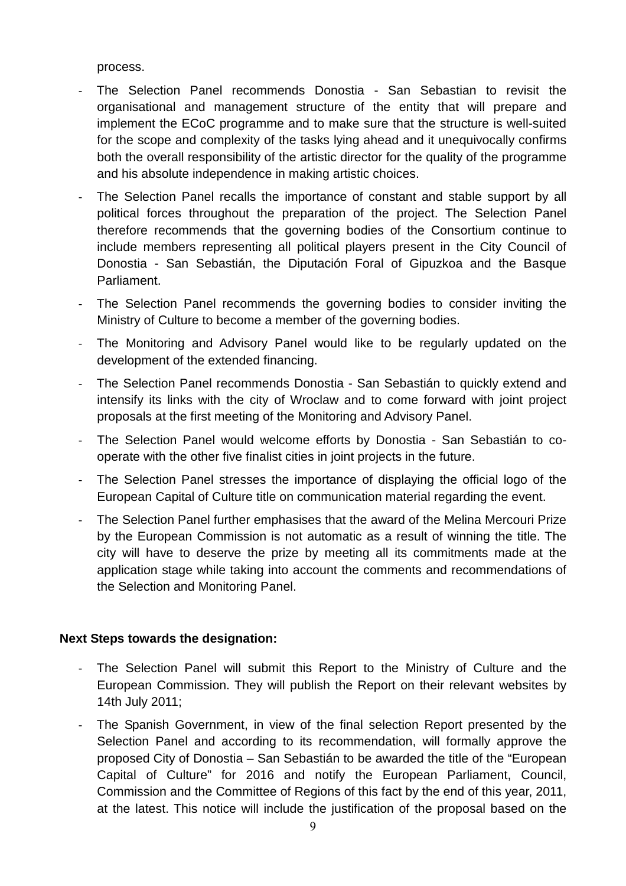process.

- The Selection Panel recommends Donostia - San Sebastian to revisit the organisational and management structure of the entity that will prepare and implement the ECoC programme and to make sure that the structure is well-suited for the scope and complexity of the tasks lying ahead and it unequivocally confirms both the overall responsibility of the artistic director for the quality of the programme and his absolute independence in making artistic choices.
- The Selection Panel recalls the importance of constant and stable support by all political forces throughout the preparation of the project. The Selection Panel therefore recommends that the governing bodies of the Consortium continue to include members representing all political players present in the City Council of Donostia - San Sebastián, the Diputación Foral of Gipuzkoa and the Basque Parliament.
- The Selection Panel recommends the governing bodies to consider inviting the Ministry of Culture to become a member of the governing bodies.
- The Monitoring and Advisory Panel would like to be regularly updated on the development of the extended financing.
- The Selection Panel recommends Donostia - San Sebastián to quickly extend and intensify its links with the city of Wroclaw and to come forward with joint project proposals at the first meeting of the Monitoring and Advisory Panel.
- The Selection Panel would welcome efforts by Donostia - San Sebastián to co-operate with the other five finalist cities in joint projects in the future.
- The Selection Panel stresses the importance of displaying the official logo of the European Capital of Culture title on communication material regarding the event.
- The Selection Panel further emphasises that the award of the Melina Mercouri Prize by the European Commission is not automatic as a result of winning the title. The city will have to deserve the prize by meeting all its commitments made at the application stage while taking into account the comments and recommendations of the Selection and Monitoring Panel.

**Next Steps towards the designation:**

- The Selection Panel will submit this Report to the Ministry of Culture and the European Commission. They will publish the Report on their relevant websites by 14th July 2011;
- The Spanish Government, in view of the final selection Report presented by the Selection Panel and according to its recommendation, will formally approve the proposed City of Donostia – San Sebastián to be awarded the title of the "European Capital of Culture" for 2016 and notify the European Parliament, Council, Commission and the Committee of Regions of this fact by the end of this year, 2011, at the latest. This notice will include the justification of the proposal based on the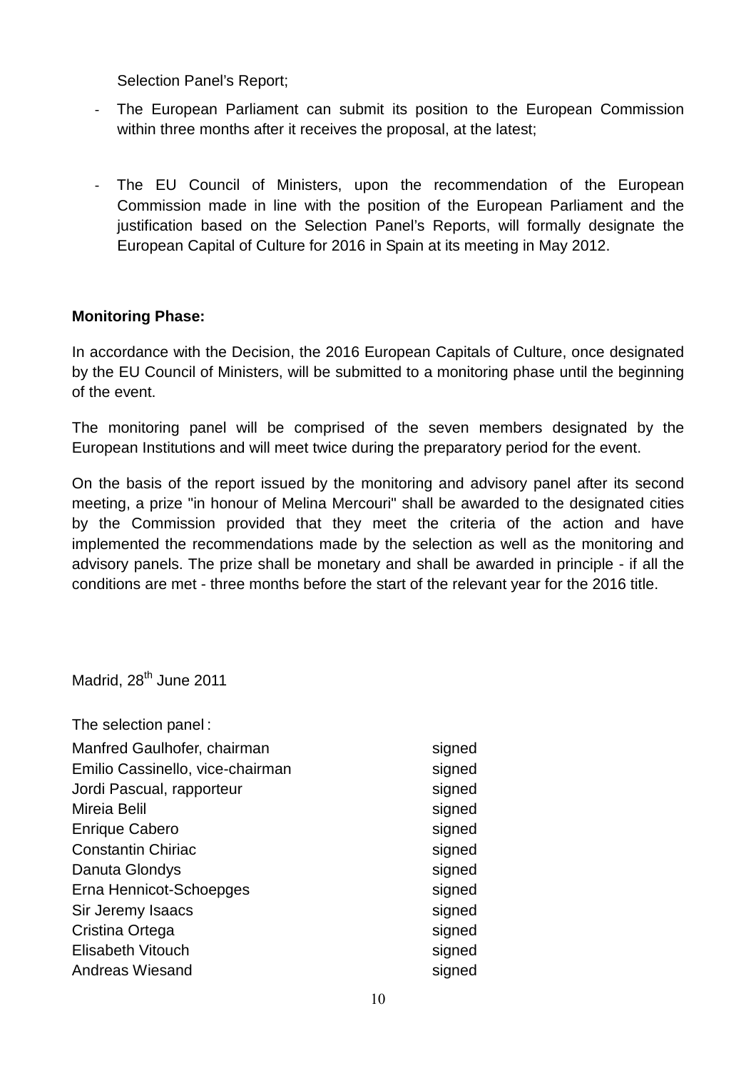Selection Panel's Report;

- The European Parliament can submit its position to the European Commission within three months after it receives the proposal, at the latest;

- The EU Council of Ministers, upon the recommendation of the European Commission made in line with the position of the European Parliament and the justification based on the Selection Panel's Reports, will formally designate the European Capital of Culture for 2016 in Spain at its meeting in May 2012.

**Monitoring Phase:**

In accordance with the Decision, the 2016 European Capitals of Culture, once designated by the EU Council of Ministers, will be submitted to a monitoring phase until the beginning of the event.

The monitoring panel will be comprised of the seven members designated by the European Institutions and will meet twice during the preparatory period for the event.

On the basis of the report issued by the monitoring and advisory panel after its second meeting, a prize "in honour of Melina Mercouri" shall be awarded to the designated cities by the Commission provided that they meet the criteria of the action and have implemented the recommendations made by the selection as well as the monitoring and advisory panels. The prize shall be monetary and shall be awarded in principle - if all the conditions are met - three months before the start of the relevant year for the 2016 title.

Madrid, 28th June 2011

The selection panel :

| | |
|---|---|
| Manfred Gaulhofer, chairman | signed |
| Emilio Cassinello, vice-chairman | signed |
| Jordi Pascual, rapporteur | signed |
| Mireia Belil | signed |
| Enrique Cabero | signed |
| Constantin Chiriac | signed |
| Danuta Glondys | signed |
| Erna Hennicot-Schoepges | signed |
| Sir Jeremy Isaacs | signed |
| Cristina Ortega | signed |
| Elisabeth Vitouch | signed |
| Andreas Wiesand | signed |